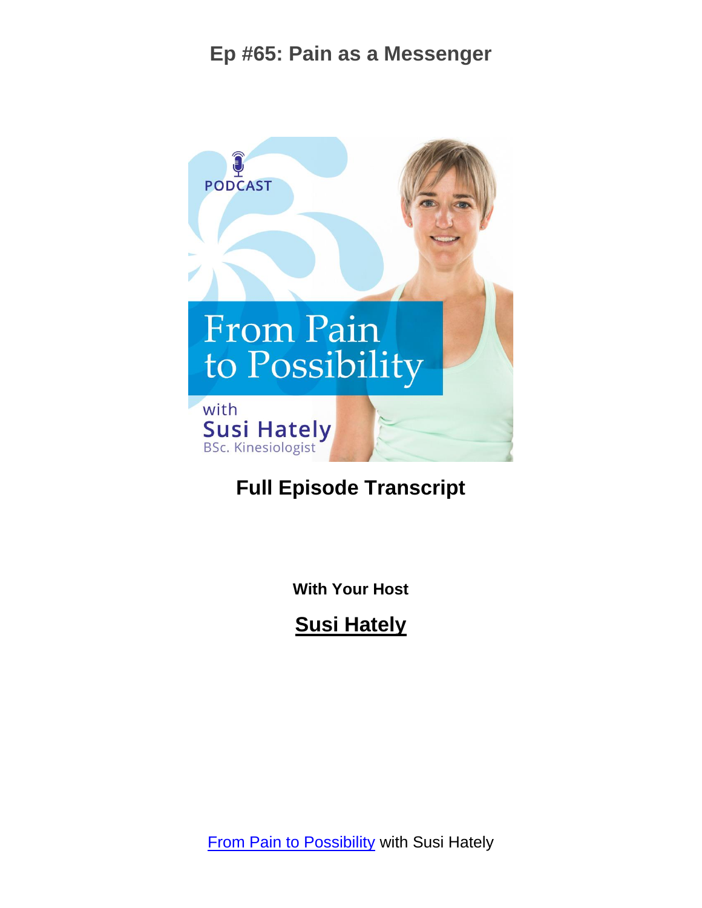# Ep #65: Pain as a Messenger

PODCAST

From Pain to Possibility

with Susi Hately
BSc. Kinesiologist

## Full Episode Transcript

**With Your Host**

**Susi Hately**

From Pain to Possibility with Susi Hately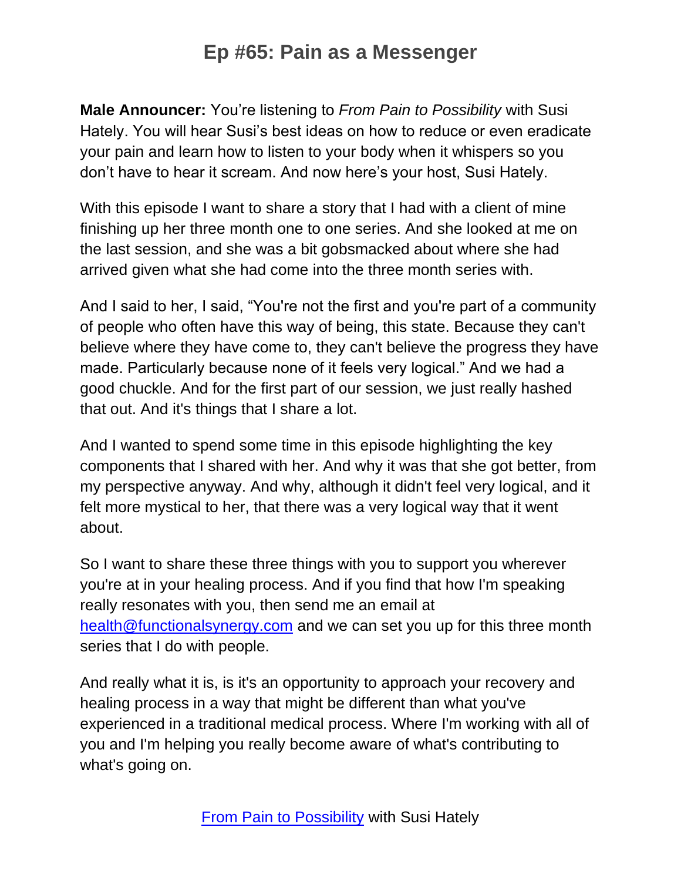# Ep #65: Pain as a Messenger

**Male Announcer:** You're listening to *From Pain to Possibility* with Susi Hately. You will hear Susi's best ideas on how to reduce or even eradicate your pain and learn how to listen to your body when it whispers so you don't have to hear it scream. And now here's your host, Susi Hately.

With this episode I want to share a story that I had with a client of mine finishing up her three month one to one series. And she looked at me on the last session, and she was a bit gobsmacked about where she had arrived given what she had come into the three month series with.

And I said to her, I said, "You're not the first and you're part of a community of people who often have this way of being, this state. Because they can't believe where they have come to, they can't believe the progress they have made. Particularly because none of it feels very logical." And we had a good chuckle. And for the first part of our session, we just really hashed that out. And it's things that I share a lot.

And I wanted to spend some time in this episode highlighting the key components that I shared with her. And why it was that she got better, from my perspective anyway. And why, although it didn't feel very logical, and it felt more mystical to her, that there was a very logical way that it went about.

So I want to share these three things with you to support you wherever you're at in your healing process. And if you find that how I'm speaking really resonates with you, then send me an email at health@functionalsynergy.com and we can set you up for this three month series that I do with people.

And really what it is, is it's an opportunity to approach your recovery and healing process in a way that might be different than what you've experienced in a traditional medical process. Where I'm working with all of you and I'm helping you really become aware of what's contributing to what's going on.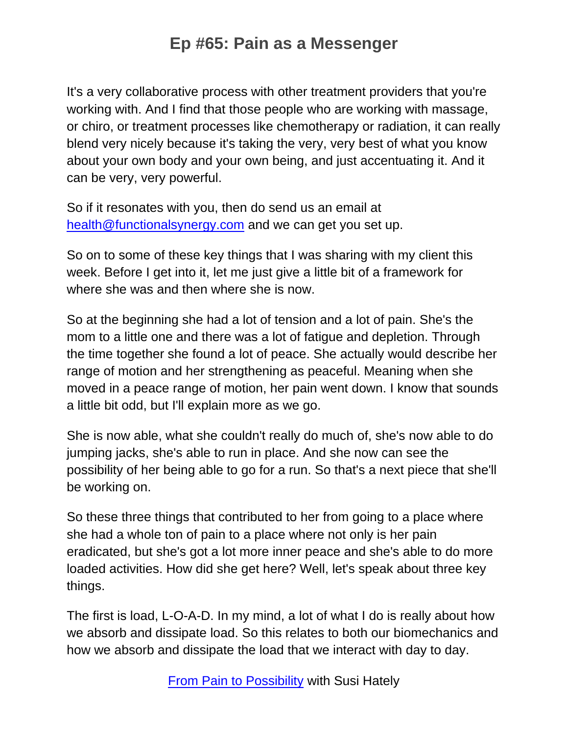It's a very collaborative process with other treatment providers that you're working with. And I find that those people who are working with massage, or chiro, or treatment processes like chemotherapy or radiation, it can really blend very nicely because it's taking the very, very best of what you know about your own body and your own being, and just accentuating it. And it can be very, very powerful.

So if it resonates with you, then do send us an email at health@functionalsynergy.com and we can get you set up.

So on to some of these key things that I was sharing with my client this week. Before I get into it, let me just give a little bit of a framework for where she was and then where she is now.

So at the beginning she had a lot of tension and a lot of pain. She's the mom to a little one and there was a lot of fatigue and depletion. Through the time together she found a lot of peace. She actually would describe her range of motion and her strengthening as peaceful. Meaning when she moved in a peace range of motion, her pain went down. I know that sounds a little bit odd, but I'll explain more as we go.

She is now able, what she couldn't really do much of, she's now able to do jumping jacks, she's able to run in place. And she now can see the possibility of her being able to go for a run. So that's a next piece that she'll be working on.

So these three things that contributed to her from going to a place where she had a whole ton of pain to a place where not only is her pain eradicated, but she's got a lot more inner peace and she's able to do more loaded activities. How did she get here? Well, let's speak about three key things.

The first is load, L-O-A-D. In my mind, a lot of what I do is really about how we absorb and dissipate load. So this relates to both our biomechanics and how we absorb and dissipate the load that we interact with day to day.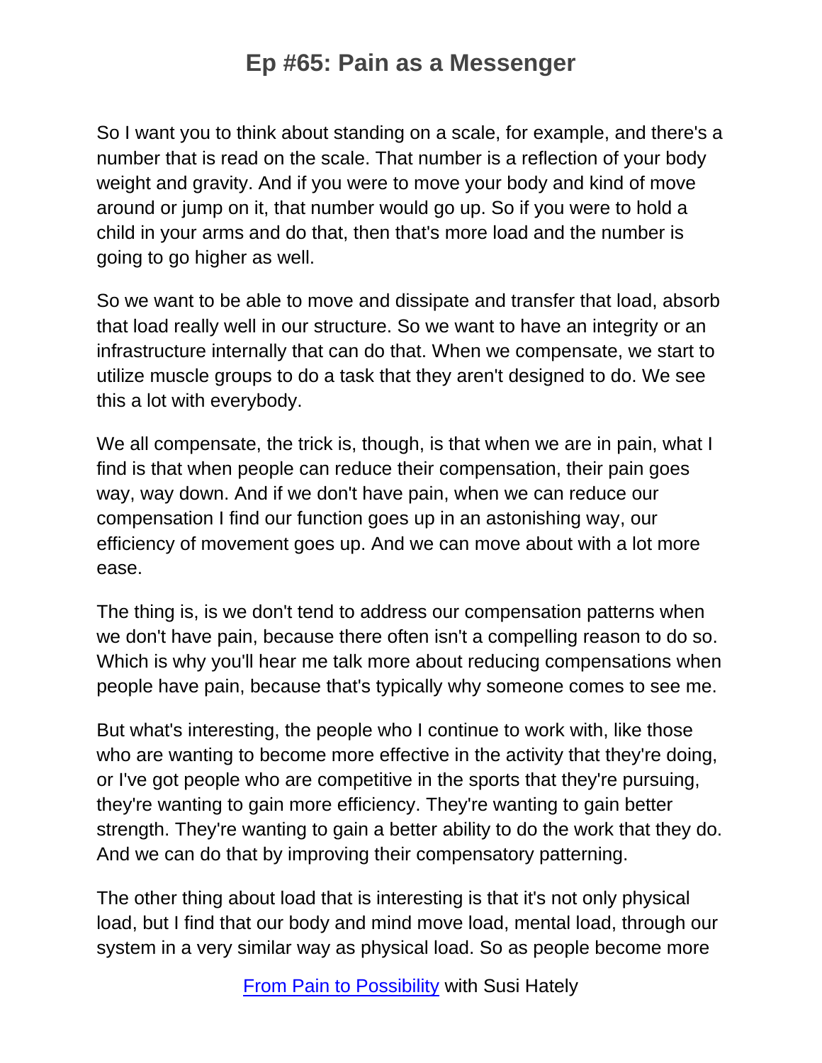So I want you to think about standing on a scale, for example, and there's a number that is read on the scale. That number is a reflection of your body weight and gravity. And if you were to move your body and kind of move around or jump on it, that number would go up. So if you were to hold a child in your arms and do that, then that's more load and the number is going to go higher as well.

So we want to be able to move and dissipate and transfer that load, absorb that load really well in our structure. So we want to have an integrity or an infrastructure internally that can do that. When we compensate, we start to utilize muscle groups to do a task that they aren't designed to do. We see this a lot with everybody.

We all compensate, the trick is, though, is that when we are in pain, what I find is that when people can reduce their compensation, their pain goes way, way down. And if we don't have pain, when we can reduce our compensation I find our function goes up in an astonishing way, our efficiency of movement goes up. And we can move about with a lot more ease.

The thing is, is we don't tend to address our compensation patterns when we don't have pain, because there often isn't a compelling reason to do so. Which is why you'll hear me talk more about reducing compensations when people have pain, because that's typically why someone comes to see me.

But what's interesting, the people who I continue to work with, like those who are wanting to become more effective in the activity that they're doing, or I've got people who are competitive in the sports that they're pursuing, they're wanting to gain more efficiency. They're wanting to gain better strength. They're wanting to gain a better ability to do the work that they do. And we can do that by improving their compensatory patterning.

The other thing about load that is interesting is that it's not only physical load, but I find that our body and mind move load, mental load, through our system in a very similar way as physical load. So as people become more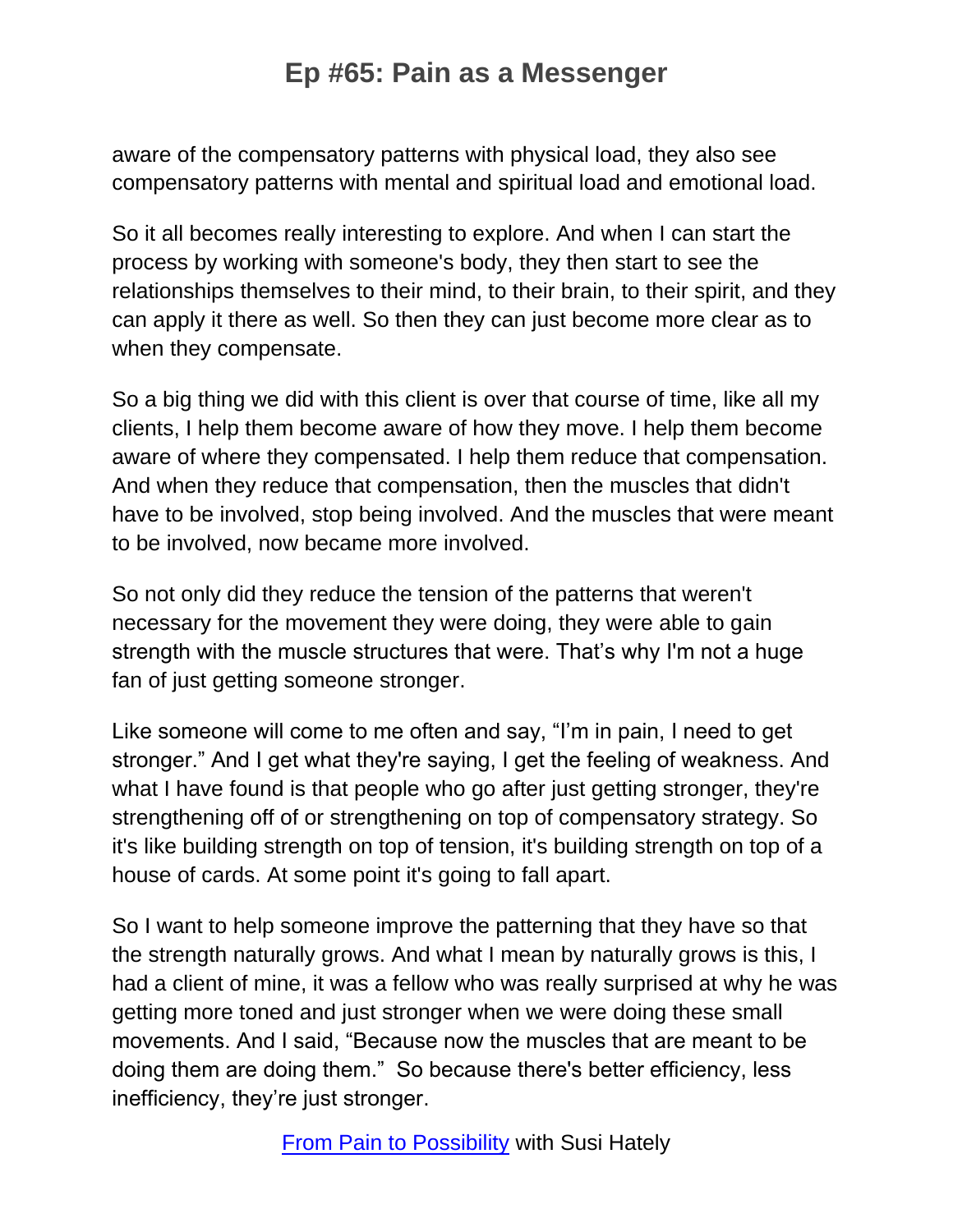aware of the compensatory patterns with physical load, they also see compensatory patterns with mental and spiritual load and emotional load.

So it all becomes really interesting to explore. And when I can start the process by working with someone's body, they then start to see the relationships themselves to their mind, to their brain, to their spirit, and they can apply it there as well. So then they can just become more clear as to when they compensate.

So a big thing we did with this client is over that course of time, like all my clients, I help them become aware of how they move. I help them become aware of where they compensated. I help them reduce that compensation. And when they reduce that compensation, then the muscles that didn't have to be involved, stop being involved. And the muscles that were meant to be involved, now became more involved.

So not only did they reduce the tension of the patterns that weren't necessary for the movement they were doing, they were able to gain strength with the muscle structures that were. That's why I'm not a huge fan of just getting someone stronger.

Like someone will come to me often and say, "I'm in pain, I need to get stronger." And I get what they're saying, I get the feeling of weakness. And what I have found is that people who go after just getting stronger, they're strengthening off of or strengthening on top of compensatory strategy. So it's like building strength on top of tension, it's building strength on top of a house of cards. At some point it's going to fall apart.

So I want to help someone improve the patterning that they have so that the strength naturally grows. And what I mean by naturally grows is this, I had a client of mine, it was a fellow who was really surprised at why he was getting more toned and just stronger when we were doing these small movements. And I said, "Because now the muscles that are meant to be doing them are doing them." So because there's better efficiency, less inefficiency, they're just stronger.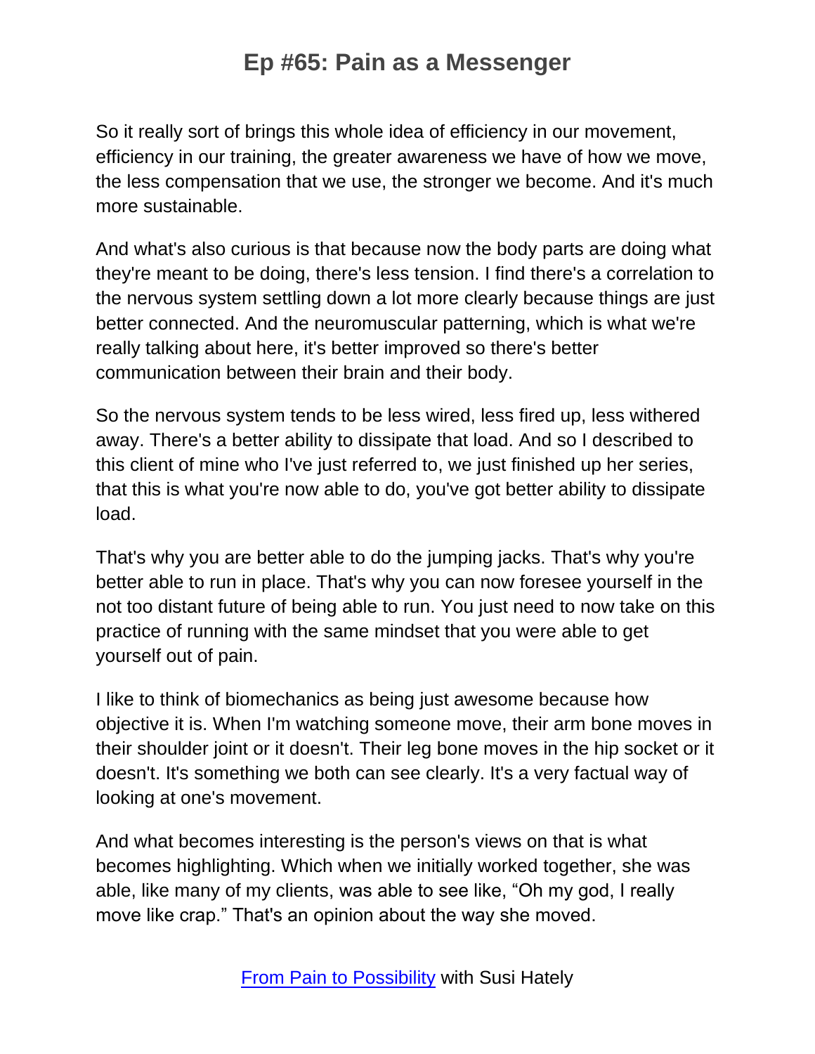So it really sort of brings this whole idea of efficiency in our movement, efficiency in our training, the greater awareness we have of how we move, the less compensation that we use, the stronger we become. And it's much more sustainable.

And what's also curious is that because now the body parts are doing what they're meant to be doing, there's less tension. I find there's a correlation to the nervous system settling down a lot more clearly because things are just better connected. And the neuromuscular patterning, which is what we're really talking about here, it's better improved so there's better communication between their brain and their body.

So the nervous system tends to be less wired, less fired up, less withered away. There's a better ability to dissipate that load. And so I described to this client of mine who I've just referred to, we just finished up her series, that this is what you're now able to do, you've got better ability to dissipate load.

That's why you are better able to do the jumping jacks. That's why you're better able to run in place. That's why you can now foresee yourself in the not too distant future of being able to run. You just need to now take on this practice of running with the same mindset that you were able to get yourself out of pain.

I like to think of biomechanics as being just awesome because how objective it is. When I'm watching someone move, their arm bone moves in their shoulder joint or it doesn't. Their leg bone moves in the hip socket or it doesn't. It's something we both can see clearly. It's a very factual way of looking at one's movement.

And what becomes interesting is the person's views on that is what becomes highlighting. Which when we initially worked together, she was able, like many of my clients, was able to see like, "Oh my god, I really move like crap." That's an opinion about the way she moved.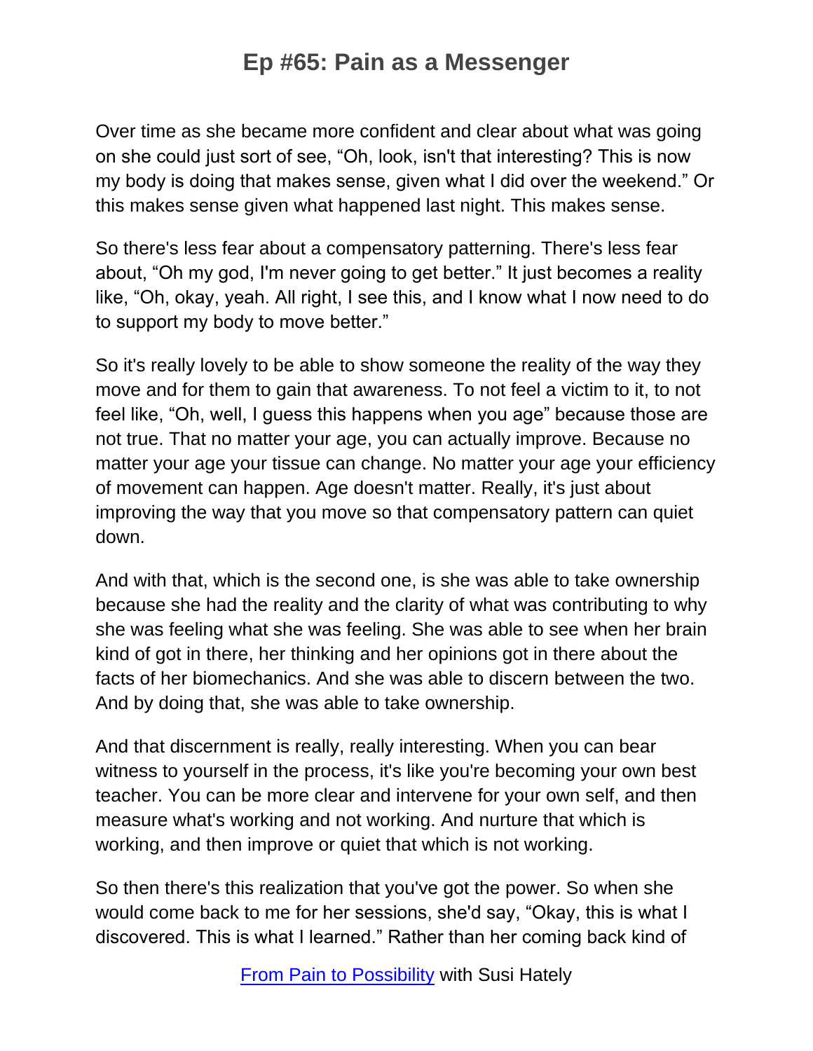Over time as she became more confident and clear about what was going on she could just sort of see, "Oh, look, isn't that interesting? This is now my body is doing that makes sense, given what I did over the weekend." Or this makes sense given what happened last night. This makes sense.

So there's less fear about a compensatory patterning. There's less fear about, "Oh my god, I'm never going to get better." It just becomes a reality like, "Oh, okay, yeah. All right, I see this, and I know what I now need to do to support my body to move better."

So it's really lovely to be able to show someone the reality of the way they move and for them to gain that awareness. To not feel a victim to it, to not feel like, "Oh, well, I guess this happens when you age" because those are not true. That no matter your age, you can actually improve. Because no matter your age your tissue can change. No matter your age your efficiency of movement can happen. Age doesn't matter. Really, it's just about improving the way that you move so that compensatory pattern can quiet down.

And with that, which is the second one, is she was able to take ownership because she had the reality and the clarity of what was contributing to why she was feeling what she was feeling. She was able to see when her brain kind of got in there, her thinking and her opinions got in there about the facts of her biomechanics. And she was able to discern between the two. And by doing that, she was able to take ownership.

And that discernment is really, really interesting. When you can bear witness to yourself in the process, it's like you're becoming your own best teacher. You can be more clear and intervene for your own self, and then measure what's working and not working. And nurture that which is working, and then improve or quiet that which is not working.

So then there's this realization that you've got the power. So when she would come back to me for her sessions, she'd say, "Okay, this is what I discovered. This is what I learned." Rather than her coming back kind of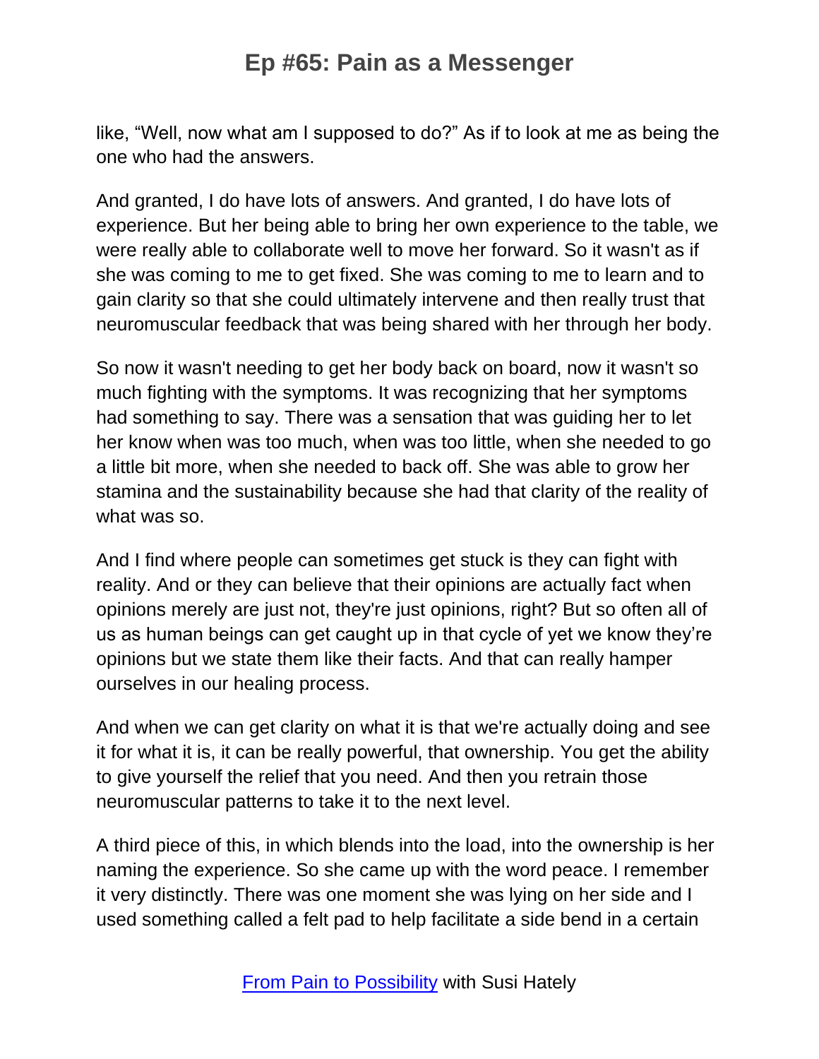like, "Well, now what am I supposed to do?" As if to look at me as being the one who had the answers.

And granted, I do have lots of answers. And granted, I do have lots of experience. But her being able to bring her own experience to the table, we were really able to collaborate well to move her forward. So it wasn't as if she was coming to me to get fixed. She was coming to me to learn and to gain clarity so that she could ultimately intervene and then really trust that neuromuscular feedback that was being shared with her through her body.

So now it wasn't needing to get her body back on board, now it wasn't so much fighting with the symptoms. It was recognizing that her symptoms had something to say. There was a sensation that was guiding her to let her know when was too much, when was too little, when she needed to go a little bit more, when she needed to back off. She was able to grow her stamina and the sustainability because she had that clarity of the reality of what was so.

And I find where people can sometimes get stuck is they can fight with reality. And or they can believe that their opinions are actually fact when opinions merely are just not, they're just opinions, right? But so often all of us as human beings can get caught up in that cycle of yet we know they're opinions but we state them like their facts. And that can really hamper ourselves in our healing process.

And when we can get clarity on what it is that we're actually doing and see it for what it is, it can be really powerful, that ownership. You get the ability to give yourself the relief that you need. And then you retrain those neuromuscular patterns to take it to the next level.

A third piece of this, in which blends into the load, into the ownership is her naming the experience. So she came up with the word peace. I remember it very distinctly. There was one moment she was lying on her side and I used something called a felt pad to help facilitate a side bend in a certain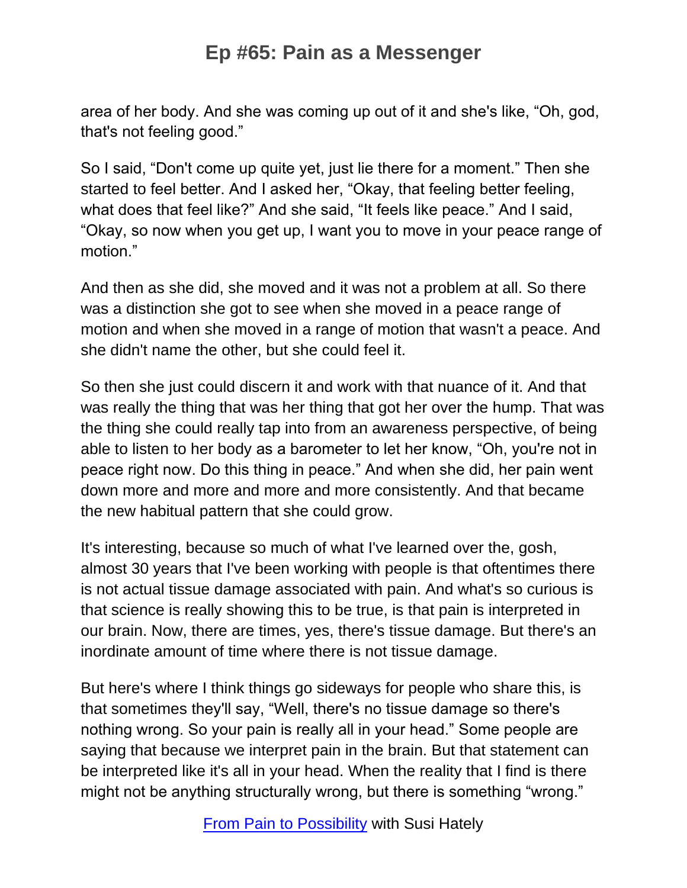area of her body. And she was coming up out of it and she's like, "Oh, god, that's not feeling good."

So I said, "Don't come up quite yet, just lie there for a moment." Then she started to feel better. And I asked her, "Okay, that feeling better feeling, what does that feel like?" And she said, "It feels like peace." And I said, "Okay, so now when you get up, I want you to move in your peace range of motion."

And then as she did, she moved and it was not a problem at all. So there was a distinction she got to see when she moved in a peace range of motion and when she moved in a range of motion that wasn't a peace. And she didn't name the other, but she could feel it.

So then she just could discern it and work with that nuance of it. And that was really the thing that was her thing that got her over the hump. That was the thing she could really tap into from an awareness perspective, of being able to listen to her body as a barometer to let her know, "Oh, you're not in peace right now. Do this thing in peace." And when she did, her pain went down more and more and more and more consistently. And that became the new habitual pattern that she could grow.

It's interesting, because so much of what I've learned over the, gosh, almost 30 years that I've been working with people is that oftentimes there is not actual tissue damage associated with pain. And what's so curious is that science is really showing this to be true, is that pain is interpreted in our brain. Now, there are times, yes, there's tissue damage. But there's an inordinate amount of time where there is not tissue damage.

But here's where I think things go sideways for people who share this, is that sometimes they'll say, "Well, there's no tissue damage so there's nothing wrong. So your pain is really all in your head." Some people are saying that because we interpret pain in the brain. But that statement can be interpreted like it's all in your head. When the reality that I find is there might not be anything structurally wrong, but there is something "wrong."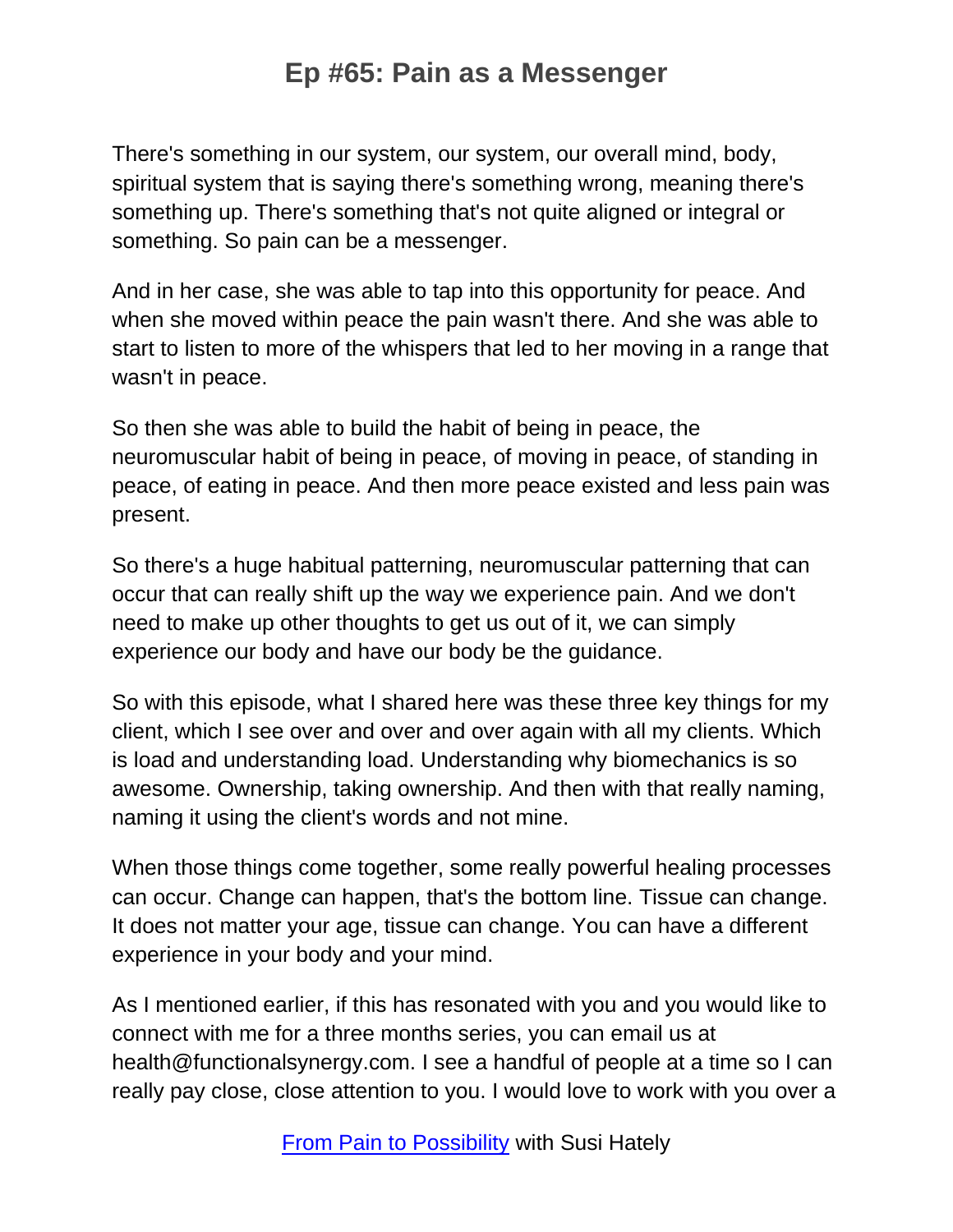There's something in our system, our system, our overall mind, body, spiritual system that is saying there's something wrong, meaning there's something up. There's something that's not quite aligned or integral or something. So pain can be a messenger.

And in her case, she was able to tap into this opportunity for peace. And when she moved within peace the pain wasn't there. And she was able to start to listen to more of the whispers that led to her moving in a range that wasn't in peace.

So then she was able to build the habit of being in peace, the neuromuscular habit of being in peace, of moving in peace, of standing in peace, of eating in peace. And then more peace existed and less pain was present.

So there's a huge habitual patterning, neuromuscular patterning that can occur that can really shift up the way we experience pain. And we don't need to make up other thoughts to get us out of it, we can simply experience our body and have our body be the guidance.

So with this episode, what I shared here was these three key things for my client, which I see over and over and over again with all my clients. Which is load and understanding load. Understanding why biomechanics is so awesome. Ownership, taking ownership. And then with that really naming, naming it using the client's words and not mine.

When those things come together, some really powerful healing processes can occur. Change can happen, that's the bottom line. Tissue can change. It does not matter your age, tissue can change. You can have a different experience in your body and your mind.

As I mentioned earlier, if this has resonated with you and you would like to connect with me for a three months series, you can email us at health@functionalsynergy.com. I see a handful of people at a time so I can really pay close, close attention to you. I would love to work with you over a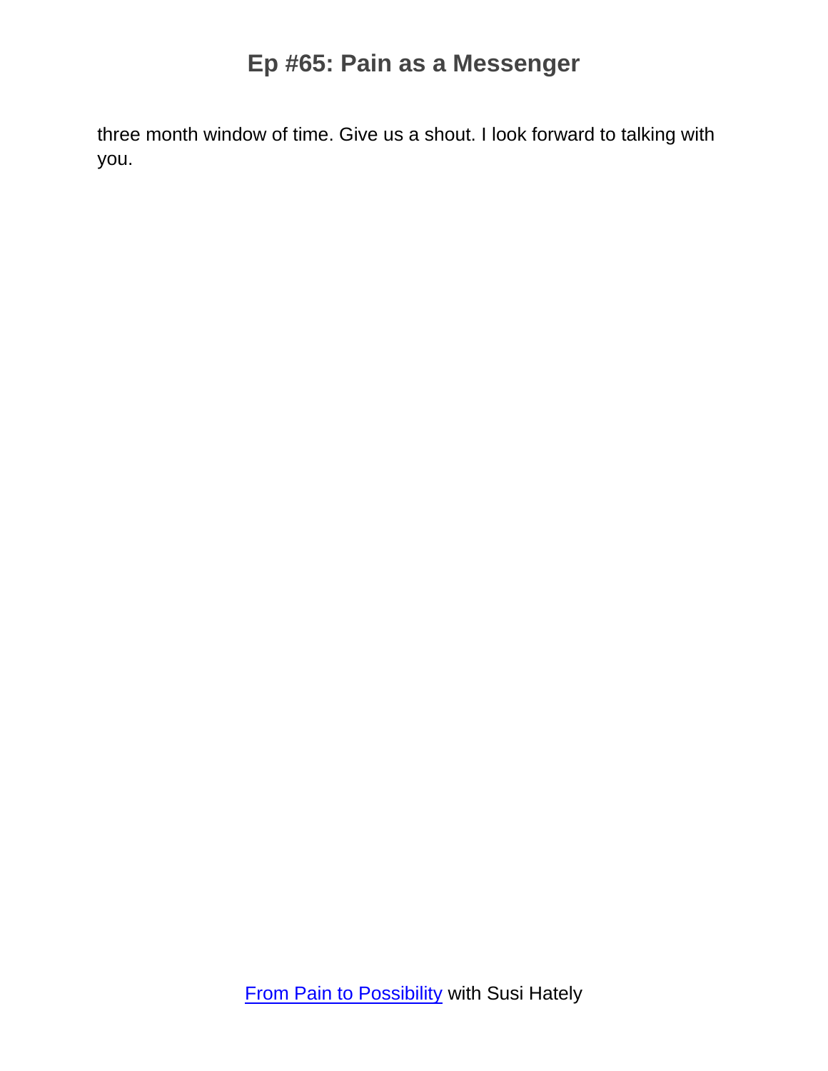three month window of time. Give us a shout. I look forward to talking with you.